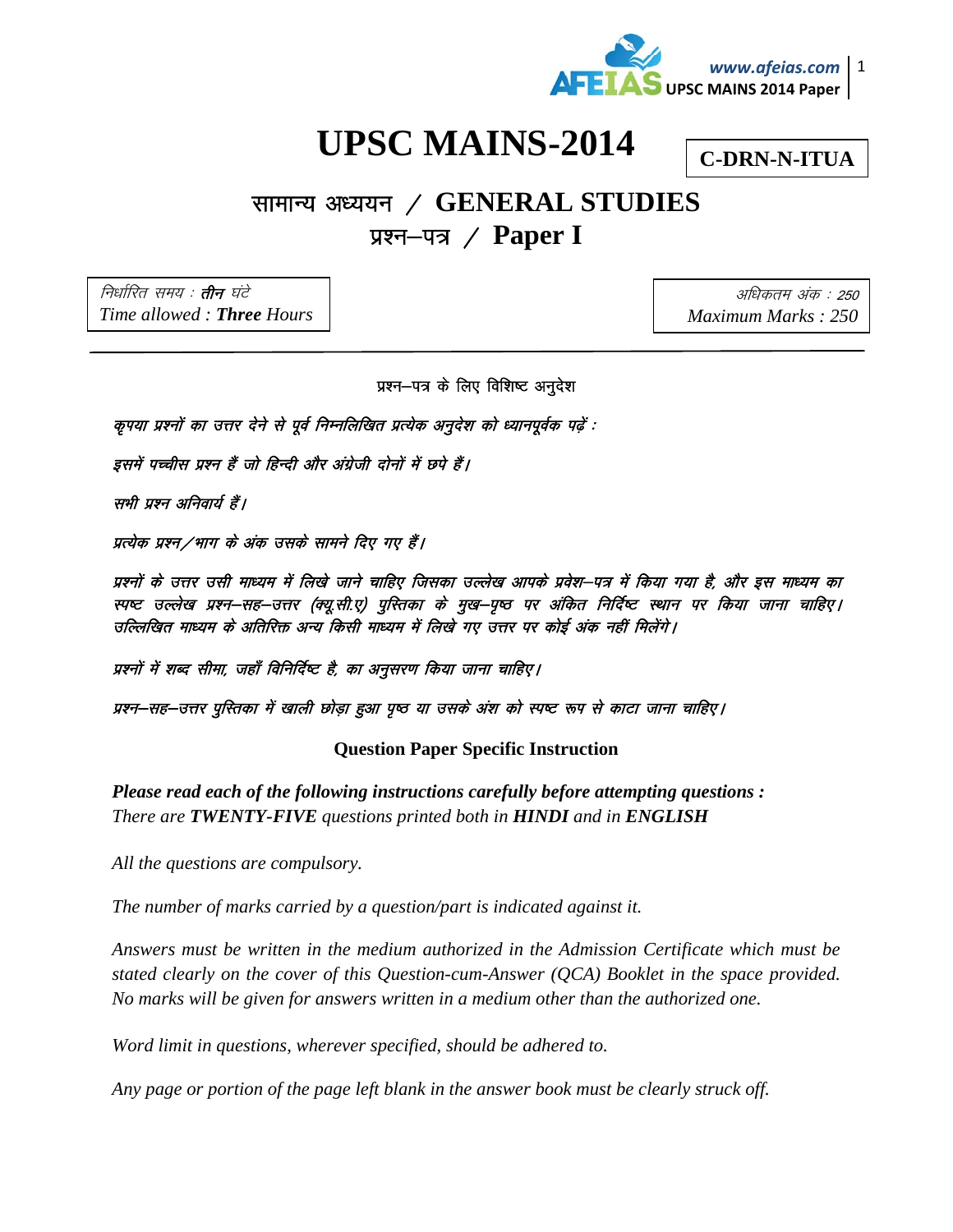# UPSC MAINS-2014

**C-DRN-N-ITUA**

## सामान्य अध्ययन / GENERAL STUDIES

## प्रश्न–पत्र / Paper I

*निर्धारित समय : **तीन** घंटे*
*Time allowed : **Three** Hours*

*अधिकतम अंक : 250*
*Maximum Marks : 250*

---

प्रश्न–पत्र के लिए विशिष्ट अनुदेश

*कृपया प्रश्नों का उत्तर देने से पूर्व निम्नलिखित प्रत्येक अनुदेश को ध्यानपूर्वक पढ़ें :*

*इसमें पच्चीस प्रश्न हैं जो हिन्दी और अंग्रेजी दोनों में छपे हैं।*

*सभी प्रश्न अनिवार्य हैं।*

*प्रत्येक प्रश्न/भाग के अंक उसके सामने दिए गए हैं।*

*प्रश्नों के उत्तर उसी माध्यम में लिखे जाने चाहिए जिसका उल्लेख आपके प्रवेश–पत्र में किया गया है, और इस माध्यम का स्पष्ट उल्लेख प्रश्न–सह–उत्तर (क्यू.सी.ए) पुस्तिका के मुख–पृष्ठ पर अंकित निर्दिष्ट स्थान पर किया जाना चाहिए। उल्लिखित माध्यम के अतिरिक्त अन्य किसी माध्यम में लिखे गए उत्तर पर कोई अंक नहीं मिलेंगे।*

*प्रश्नों में शब्द सीमा, जहाँ विनिर्दिष्ट है, का अनुसरण किया जाना चाहिए।*

*प्रश्न–सह–उत्तर पुस्तिका में खाली छोड़ा हुआ पृष्ठ या उसके अंश को स्पष्ट रूप से काटा जाना चाहिए।*

**Question Paper Specific Instruction**

***Please read each of the following instructions carefully before attempting questions :***
*There are **TWENTY-FIVE** questions printed both in **HINDI** and in **ENGLISH***

*All the questions are compulsory.*

*The number of marks carried by a question/part is indicated against it.*

*Answers must be written in the medium authorized in the Admission Certificate which must be stated clearly on the cover of this Question-cum-Answer (QCA) Booklet in the space provided. No marks will be given for answers written in a medium other than the authorized one.*

*Word limit in questions, wherever specified, should be adhered to.*

*Any page or portion of the page left blank in the answer book must be clearly struck off.*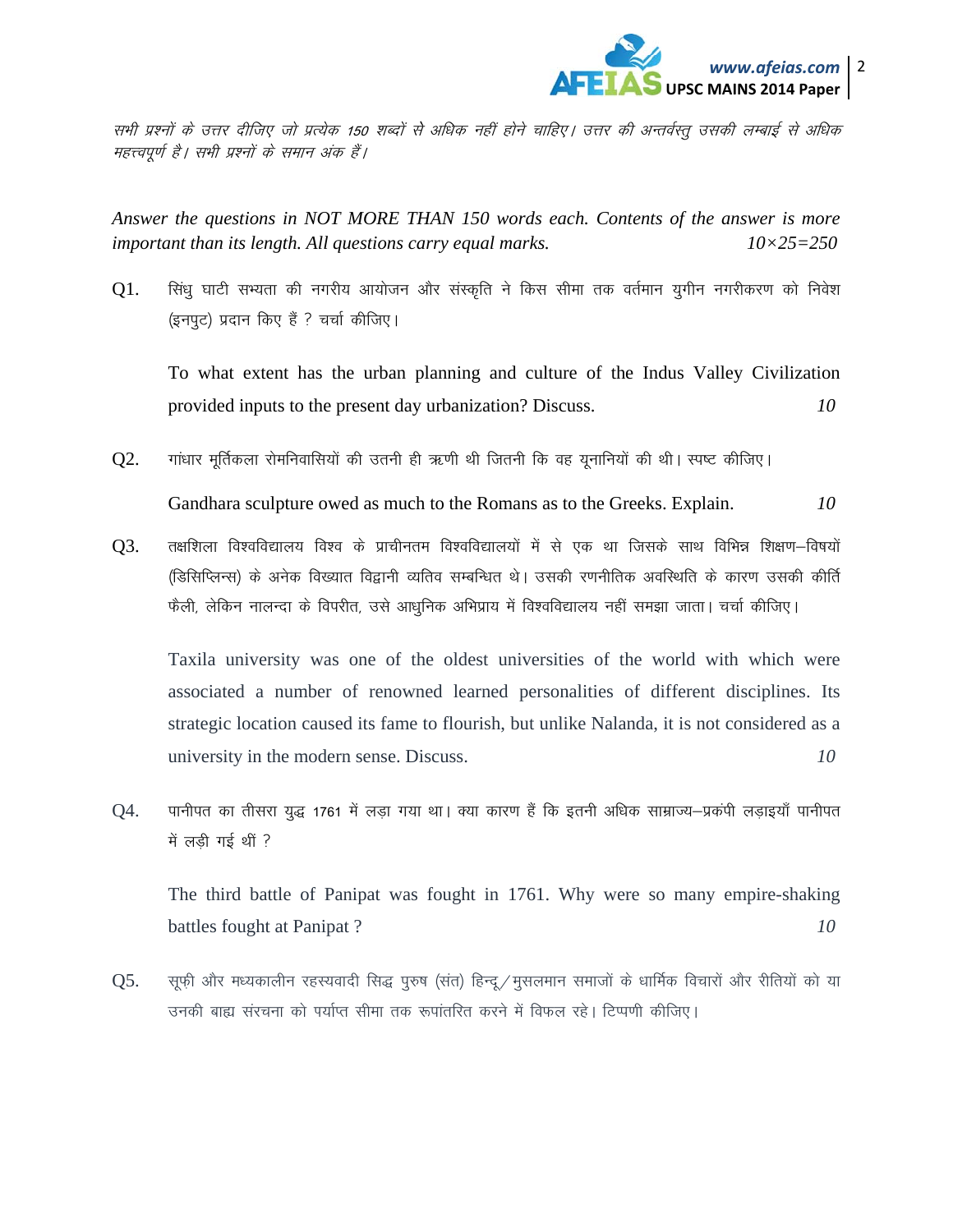*सभी प्रश्नों के उत्तर दीजिए जो प्रत्येक 150 शब्दों से अधिक नहीं होने चाहिए। उत्तर की अन्तर्वस्तु उसकी लम्बाई से अधिक महत्त्वपूर्ण है। सभी प्रश्नों के समान अंक हैं।*

*Answer the questions in NOT MORE THAN 150 words each. Contents of the answer is more important than its length. All questions carry equal marks.* *10×25=250*

Q1. सिंधु घाटी सभ्यता की नगरीय आयोजन और संस्कृति ने किस सीमा तक वर्तमान युगीन नगरीकरण को निवेश (इनपुट) प्रदान किए हैं ? चर्चा कीजिए।

To what extent has the urban planning and culture of the Indus Valley Civilization provided inputs to the present day urbanization? Discuss. *10*

Q2. गांधार मूर्तिकला रोमनिवासियों की उतनी ही ऋणी थी जितनी कि वह यूनानियों की थी। स्पष्ट कीजिए।

Gandhara sculpture owed as much to the Romans as to the Greeks. Explain. *10*

Q3. तक्षशिला विश्वविद्यालय विश्व के प्राचीनतम विश्वविद्यालयों में से एक था जिसके साथ विभिन्न शिक्षण–विषयों (डिसिप्लिन्स) के अनेक विख्यात विद्वानी व्यतिव सम्बन्धित थे। उसकी रणनीतिक अवस्थिति के कारण उसकी कीर्ति फैली, लेकिन नालन्दा के विपरीत, उसे आधुनिक अभिप्राय में विश्वविद्यालय नहीं समझा जाता। चर्चा कीजिए।

Taxila university was one of the oldest universities of the world with which were associated a number of renowned learned personalities of different disciplines. Its strategic location caused its fame to flourish, but unlike Nalanda, it is not considered as a university in the modern sense. Discuss. *10*

Q4. पानीपत का तीसरा युद्ध 1761 में लड़ा गया था। क्या कारण हैं कि इतनी अधिक साम्राज्य–प्रकंपी लड़ाइयाँ पानीपत में लड़ी गई थीं ?

The third battle of Panipat was fought in 1761. Why were so many empire-shaking battles fought at Panipat ? *10*

Q5. सूफ़ी और मध्यकालीन रहस्यवादी सिद्ध पुरुष (संत) हिन्दू/मुसलमान समाजों के धार्मिक विचारों और रीतियों को या उनकी बाह्य संरचना को पर्याप्त सीमा तक रूपांतरित करने में विफल रहे। टिप्पणी कीजिए।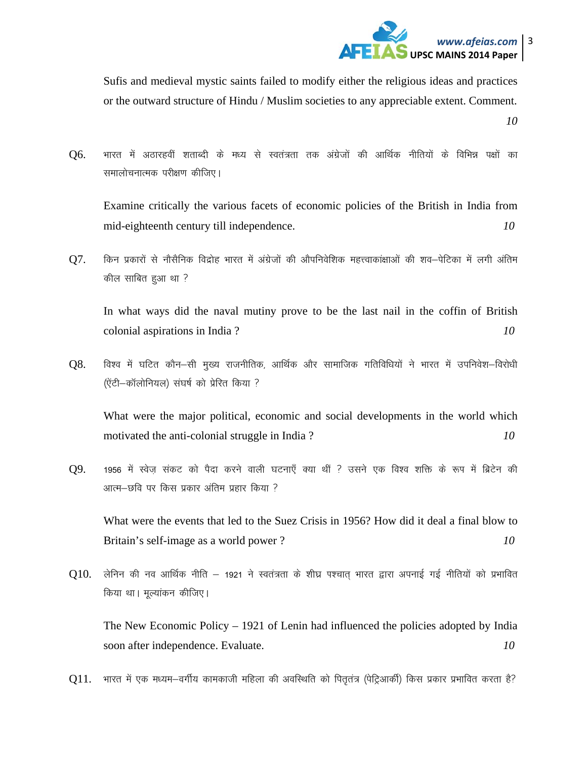Sufis and medieval mystic saints failed to modify either the religious ideas and practices or the outward structure of Hindu / Muslim societies to any appreciable extent. Comment. *10*

Q6. भारत में अठारहवीं शताब्दी के मध्य से स्वतंत्रता तक अंग्रेजों की आर्थिक नीतियों के विभिन्न पक्षों का समालोचनात्मक परीक्षण कीजिए।

Examine critically the various facets of economic policies of the British in India from mid-eighteenth century till independence. *10*

Q7. किन प्रकारों से नौसैनिक विद्रोह भारत में अंग्रेजों की औपनिवेशिक महत्त्वाकांक्षाओं की शव–पेटिका में लगी अंतिम कील साबित हुआ था ?

In what ways did the naval mutiny prove to be the last nail in the coffin of British colonial aspirations in India ? *10*

Q8. विश्व में घटित कौन–सी मुख्य राजनीतिक, आर्थिक और सामाजिक गतिविधियों ने भारत में उपनिवेश–विरोधी (ऐंटी–कॉलोनियल) संघर्ष को प्रेरित किया ?

What were the major political, economic and social developments in the world which motivated the anti-colonial struggle in India ? *10*

Q9. 1956 में स्वेज़ संकट को पैदा करने वाली घटनाएँ क्या थीं ? उसने एक विश्व शक्ति के रूप में ब्रिटेन की आत्म–छवि पर किस प्रकार अंतिम प्रहार किया ?

What were the events that led to the Suez Crisis in 1956? How did it deal a final blow to Britain's self-image as a world power ? *10*

Q10. लेनिन की नव आर्थिक नीति – 1921 ने स्वतंत्रता के शीघ्र पश्चात् भारत द्वारा अपनाई गई नीतियों को प्रभावित किया था। मूल्यांकन कीजिए।

The New Economic Policy – 1921 of Lenin had influenced the policies adopted by India soon after independence. Evaluate. *10*

Q11. भारत में एक मध्यम–वर्गीय कामकाजी महिला की अवस्थिति को पितृतंत्र (पेट्रिआर्की) किस प्रकार प्रभावित करता है?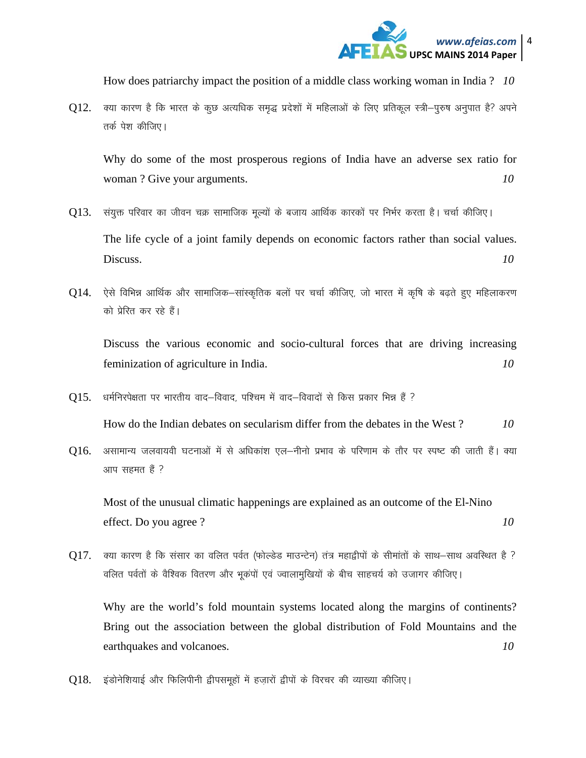How does patriarchy impact the position of a middle class working woman in India ? *10*

Q12. क्या कारण है कि भारत के कुछ अत्यधिक समृद्ध प्रदेशों में महिलाओं के लिए प्रतिकूल स्त्री–पुरुष अनुपात है? अपने तर्क पेश कीजिए।

Why do some of the most prosperous regions of India have an adverse sex ratio for woman ? Give your arguments. *10*

Q13. संयुक्त परिवार का जीवन चक्र सामाजिक मूल्यों के बजाय आर्थिक कारकों पर निर्भर करता है। चर्चा कीजिए।

The life cycle of a joint family depends on economic factors rather than social values. Discuss. *10*

Q14. ऐसे विभिन्न आर्थिक और सामाजिक–सांस्कृतिक बलों पर चर्चा कीजिए, जो भारत में कृषि के बढ़ते हुए महिलाकरण को प्रेरित कर रहे हैं।

Discuss the various economic and socio-cultural forces that are driving increasing feminization of agriculture in India. *10*

Q15. धर्मनिरपेक्षता पर भारतीय वाद–विवाद, पश्चिम में वाद–विवादों से किस प्रकार भिन्न हैं ?

How do the Indian debates on secularism differ from the debates in the West ? *10*

Q16. असामान्य जलवायवी घटनाओं में से अधिकांश एल–नीनो प्रभाव के परिणाम के तौर पर स्पष्ट की जाती हैं। क्या आप सहमत हैं ?

Most of the unusual climatic happenings are explained as an outcome of the El-Nino effect. Do you agree ? *10*

Q17. क्या कारण है कि संसार का वलित पर्वत (फोल्डेड माउन्टेन) तंत्र महाद्वीपों के सीमांतों के साथ–साथ अवस्थित है ? वलित पर्वतों के वैश्विक वितरण और भूकंपों एवं ज्वालामुखियों के बीच साहचर्य को उजागर कीजिए।

Why are the world's fold mountain systems located along the margins of continents? Bring out the association between the global distribution of Fold Mountains and the earthquakes and volcanoes. *10*

Q18. इंडोनेशियाई और फिलिपीनी द्वीपसमूहों में हज़ारों द्वीपों के विरचर की व्याख्या कीजिए।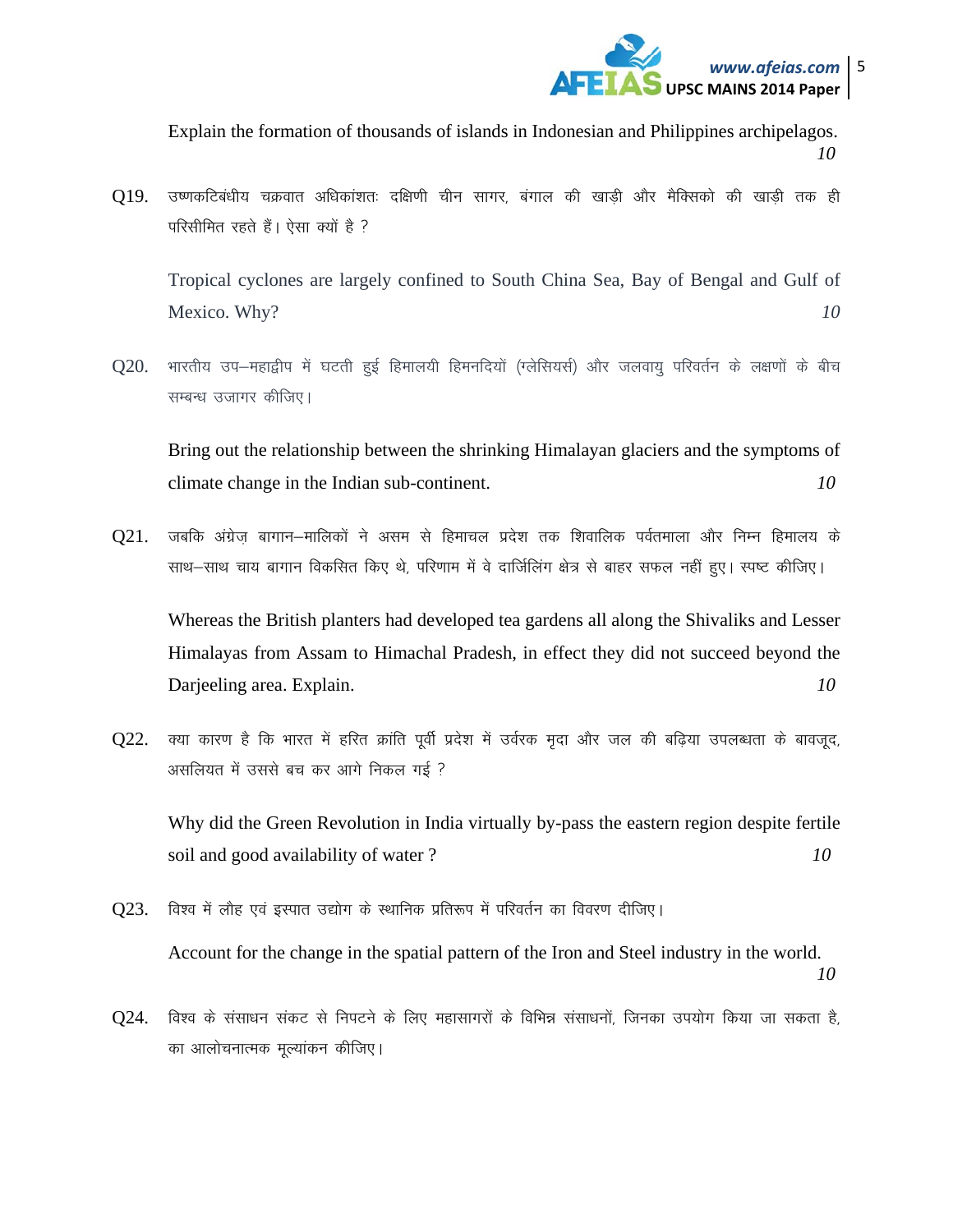Explain the formation of thousands of islands in Indonesian and Philippines archipelagos. *10*

Q19. उष्णकटिबंधीय चक्रवात अधिकांशतः दक्षिणी चीन सागर, बंगाल की खाड़ी और मैक्सिको की खाड़ी तक ही परिसीमित रहते हैं। ऐसा क्यों है ?

Tropical cyclones are largely confined to South China Sea, Bay of Bengal and Gulf of Mexico. Why? *10*

Q20. भारतीय उप–महाद्वीप में घटती हुई हिमालयी हिमनदियों (ग्लेसियर्स) और जलवायु परिवर्तन के लक्षणों के बीच सम्बन्ध उजागर कीजिए।

Bring out the relationship between the shrinking Himalayan glaciers and the symptoms of climate change in the Indian sub-continent. *10*

Q21. जबकि अंग्रेज़ बागान–मालिकों ने असम से हिमाचल प्रदेश तक शिवालिक पर्वतमाला और निम्न हिमालय के साथ–साथ चाय बागान विकसित किए थे, परिणाम में वे दार्जिलिंग क्षेत्र से बाहर सफल नहीं हुए। स्पष्ट कीजिए।

Whereas the British planters had developed tea gardens all along the Shivaliks and Lesser Himalayas from Assam to Himachal Pradesh, in effect they did not succeed beyond the Darjeeling area. Explain. *10*

Q22. क्या कारण है कि भारत में हरित क्रांति पूर्वी प्रदेश में उर्वरक मृदा और जल की बढ़िया उपलब्धता के बावजूद, असलियत में उससे बच कर आगे निकल गई ?

Why did the Green Revolution in India virtually by-pass the eastern region despite fertile soil and good availability of water ? *10*

Q23. विश्व में लौह एवं इस्पात उद्योग के स्थानिक प्रतिरूप में परिवर्तन का विवरण दीजिए।

Account for the change in the spatial pattern of the Iron and Steel industry in the world. *10*

Q24. विश्व के संसाधन संकट से निपटने के लिए महासागरों के विभिन्न संसाधनों, जिनका उपयोग किया जा सकता है, का आलोचनात्मक मूल्यांकन कीजिए।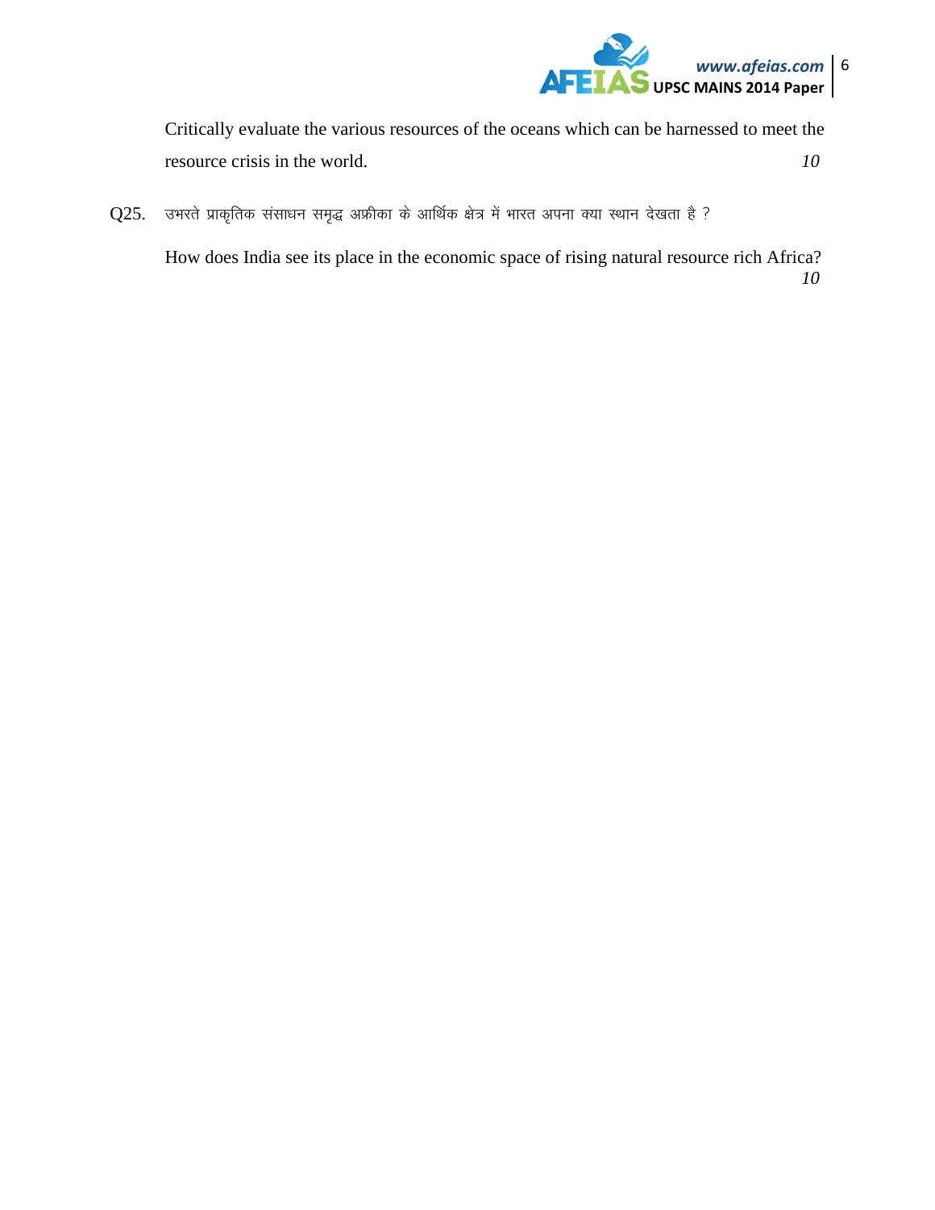Critically evaluate the various resources of the oceans which can be harnessed to meet the resource crisis in the world. *10*

Q25. उभरते प्राकृतिक संसाधन समृद्ध अफ्रीका के आर्थिक क्षेत्र में भारत अपना क्या स्थान देखता है ?

How does India see its place in the economic space of rising natural resource rich Africa? *10*